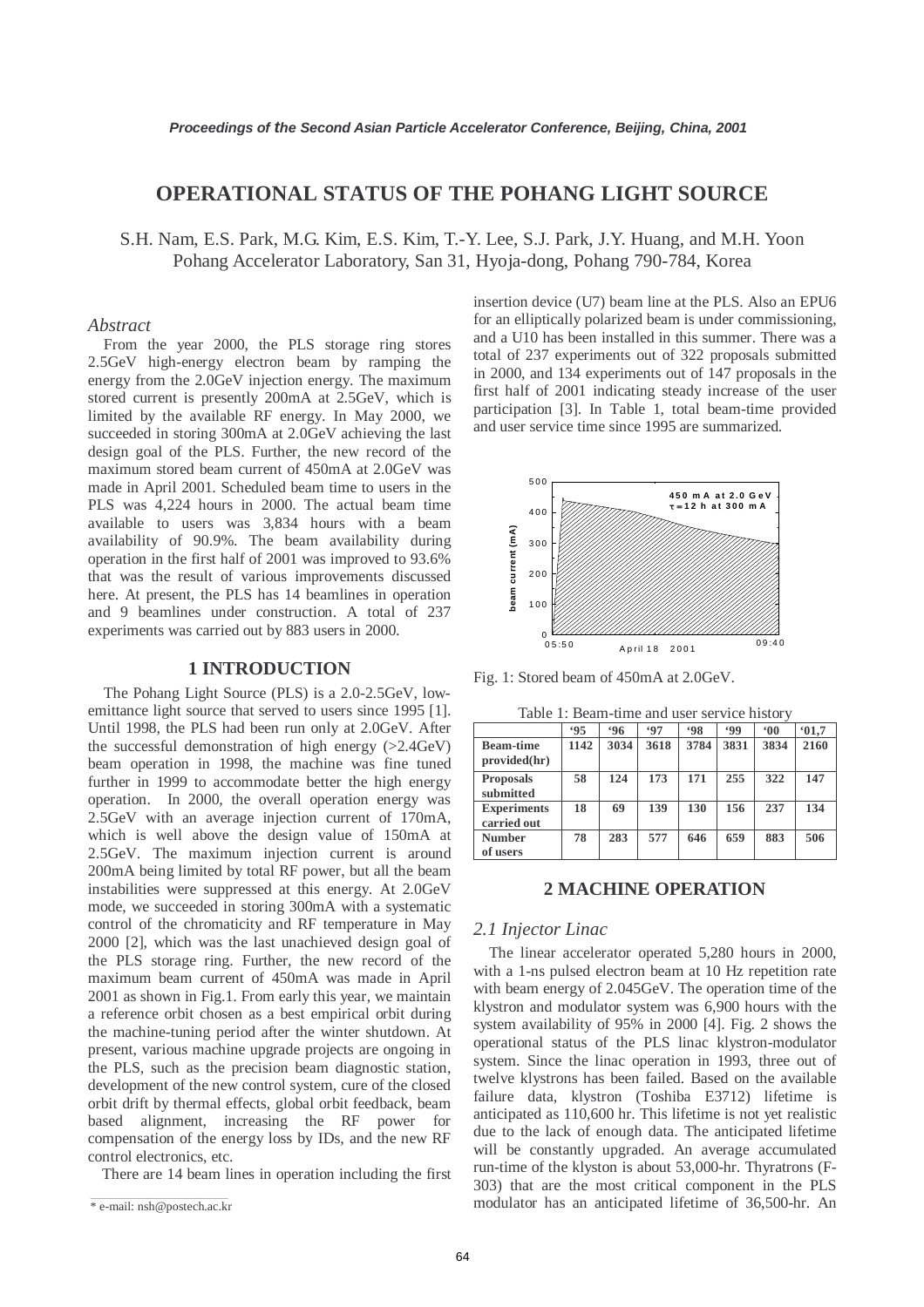# OPERATIONAL STATUS OF THE POHANG LIGHT SOURCE

S.H. Nam, E.S. Park, M.G. Kim, E.S. Kim, T.-Y. Lee, S.J. Park, J.Y. Huang, and M.H. Yoon
Pohang Accelerator Laboratory, San 31, Hyoja-dong, Pohang 790-784, Korea

### *Abstract*

From the year 2000, the PLS storage ring stores 2.5GeV high-energy electron beam by ramping the energy from the 2.0GeV injection energy. The maximum stored current is presently 200mA at 2.5GeV, which is limited by the available RF energy. In May 2000, we succeeded in storing 300mA at 2.0GeV achieving the last design goal of the PLS. Further, the new record of the maximum stored beam current of 450mA at 2.0GeV was made in April 2001. Scheduled beam time to users in the PLS was 4,224 hours in 2000. The actual beam time available to users was 3,834 hours with a beam availability of 90.9%. The beam availability during operation in the first half of 2001 was improved to 93.6% that was the result of various improvements discussed here. At present, the PLS has 14 beamlines in operation and 9 beamlines under construction. A total of 237 experiments was carried out by 883 users in 2000.

## 1 INTRODUCTION

The Pohang Light Source (PLS) is a 2.0-2.5GeV, low-emittance light source that served to users since 1995 [1]. Until 1998, the PLS had been run only at 2.0GeV. After the successful demonstration of high energy (>2.4GeV) beam operation in 1998, the machine was fine tuned further in 1999 to accommodate better the high energy operation. In 2000, the overall operation energy was 2.5GeV with an average injection current of 170mA, which is well above the design value of 150mA at 2.5GeV. The maximum injection current is around 200mA being limited by total RF power, but all the beam instabilities were suppressed at this energy. At 2.0GeV mode, we succeeded in storing 300mA with a systematic control of the chromaticity and RF temperature in May 2000 [2], which was the last unachieved design goal of the PLS storage ring. Further, the new record of the maximum beam current of 450mA was made in April 2001 as shown in Fig.1. From early this year, we maintain a reference orbit chosen as a best empirical orbit during the machine-tuning period after the winter shutdown. At present, various machine upgrade projects are ongoing in the PLS, such as the precision beam diagnostic station, development of the new control system, cure of the closed orbit drift by thermal effects, global orbit feedback, beam based alignment, increasing the RF power for compensation of the energy loss by IDs, and the new RF control electronics, etc.

There are 14 beam lines in operation including the first insertion device (U7) beam line at the PLS. Also an EPU6 for an elliptically polarized beam is under commissioning, and a U10 has been installed in this summer. There was a total of 237 experiments out of 322 proposals submitted in 2000, and 134 experiments out of 147 proposals in the first half of 2001 indicating steady increase of the user participation [3]. In Table 1, total beam-time provided and user service time since 1995 are summarized.

Fig. 1: Stored beam of 450mA at 2.0GeV.

Table 1: Beam-time and user service history

| | '95 | '96 | '97 | '98 | '99 | '00 | '01,7 |
|---|---|---|---|---|---|---|---|
| **Beam-time provided(hr)** | **1142** | **3034** | **3618** | **3784** | **3831** | **3834** | **2160** |
| **Proposals submitted** | **58** | **124** | **173** | **171** | **255** | **322** | **147** |
| **Experiments carried out** | **18** | **69** | **139** | **130** | **156** | **237** | **134** |
| **Number of users** | **78** | **283** | **577** | **646** | **659** | **883** | **506** |

## 2 MACHINE OPERATION

### *2.1 Injector Linac*

The linear accelerator operated 5,280 hours in 2000, with a 1-ns pulsed electron beam at 10 Hz repetition rate with beam energy of 2.045GeV. The operation time of the klystron and modulator system was 6,900 hours with the system availability of 95% in 2000 [4]. Fig. 2 shows the operational status of the PLS linac klystron-modulator system. Since the linac operation in 1993, three out of twelve klystrons has been failed. Based on the available failure data, klystron (Toshiba E3712) lifetime is anticipated as 110,600 hr. This lifetime is not yet realistic due to the lack of enough data. The anticipated lifetime will be constantly upgraded. An average accumulated run-time of the klyston is about 53,000-hr. Thyratrons (F-303) that are the most critical component in the PLS modulator has an anticipated lifetime of 36,500-hr. An

\* e-mail: nsh@postech.ac.kr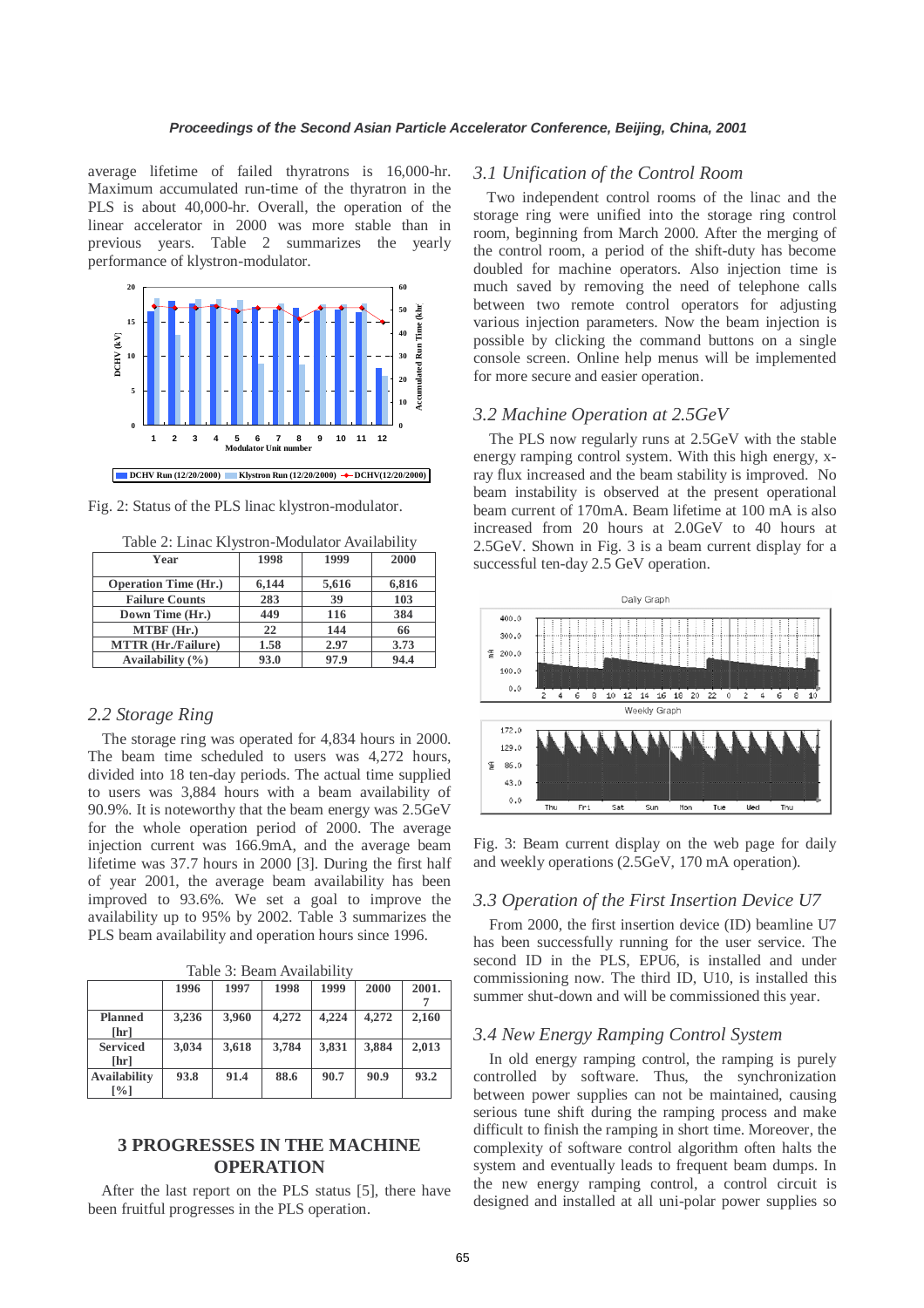average lifetime of failed thyratrons is 16,000-hr. Maximum accumulated run-time of the thyratron in the PLS is about 40,000-hr. Overall, the operation of the linear accelerator in 2000 was more stable than in previous years. Table 2 summarizes the yearly performance of klystron-modulator.

Fig. 2: Status of the PLS linac klystron-modulator.

Table 2: Linac Klystron-Modulator Availability

| Year | 1998 | 1999 | 2000 |
|---|---|---|---|
| Operation Time (Hr.) | 6,144 | 5,616 | 6,816 |
| Failure Counts | 283 | 39 | 103 |
| Down Time (Hr.) | 449 | 116 | 384 |
| MTBF (Hr.) | 22 | 144 | 66 |
| MTTR (Hr./Failure) | 1.58 | 2.97 | 3.73 |
| Availability (%) | 93.0 | 97.9 | 94.4 |

## *2.2 Storage Ring*

The storage ring was operated for 4,834 hours in 2000. The beam time scheduled to users was 4,272 hours, divided into 18 ten-day periods. The actual time supplied to users was 3,884 hours with a beam availability of 90.9%. It is noteworthy that the beam energy was 2.5GeV for the whole operation period of 2000. The average injection current was 166.9mA, and the average beam lifetime was 37.7 hours in 2000 [3]. During the first half of year 2001, the average beam availability has been improved to 93.6%. We set a goal to improve the availability up to 95% by 2002. Table 3 summarizes the PLS beam availability and operation hours since 1996.

Table 3: Beam Availability

| | 1996 | 1997 | 1998 | 1999 | 2000 | 2001.7 |
|---|---|---|---|---|---|---|
| Planned [hr] | 3,236 | 3,960 | 4,272 | 4,224 | 4,272 | 2,160 |
| Serviced [hr] | 3,034 | 3,618 | 3,784 | 3,831 | 3,884 | 2,013 |
| Availability [%] | 93.8 | 91.4 | 88.6 | 90.7 | 90.9 | 93.2 |

# 3 PROGRESSES IN THE MACHINE OPERATION

After the last report on the PLS status [5], there have been fruitful progresses in the PLS operation.

## *3.1 Unification of the Control Room*

Two independent control rooms of the linac and the storage ring were unified into the storage ring control room, beginning from March 2000. After the merging of the control room, a period of the shift-duty has become doubled for machine operators. Also injection time is much saved by removing the need of telephone calls between two remote control operators for adjusting various injection parameters. Now the beam injection is possible by clicking the command buttons on a single console screen. Online help menus will be implemented for more secure and easier operation.

## *3.2 Machine Operation at 2.5GeV*

The PLS now regularly runs at 2.5GeV with the stable energy ramping control system. With this high energy, x-ray flux increased and the beam stability is improved. No beam instability is observed at the present operational beam current of 170mA. Beam lifetime at 100 mA is also increased from 20 hours at 2.0GeV to 40 hours at 2.5GeV. Shown in Fig. 3 is a beam current display for a successful ten-day 2.5 GeV operation.

Fig. 3: Beam current display on the web page for daily and weekly operations (2.5GeV, 170 mA operation).

## *3.3 Operation of the First Insertion Device U7*

From 2000, the first insertion device (ID) beamline U7 has been successfully running for the user service. The second ID in the PLS, EPU6, is installed and under commissioning now. The third ID, U10, is installed this summer shut-down and will be commissioned this year.

## *3.4 New Energy Ramping Control System*

In old energy ramping control, the ramping is purely controlled by software. Thus, the synchronization between power supplies can not be maintained, causing serious tune shift during the ramping process and make difficult to finish the ramping in short time. Moreover, the complexity of software control algorithm often halts the system and eventually leads to frequent beam dumps. In the new energy ramping control, a control circuit is designed and installed at all uni-polar power supplies so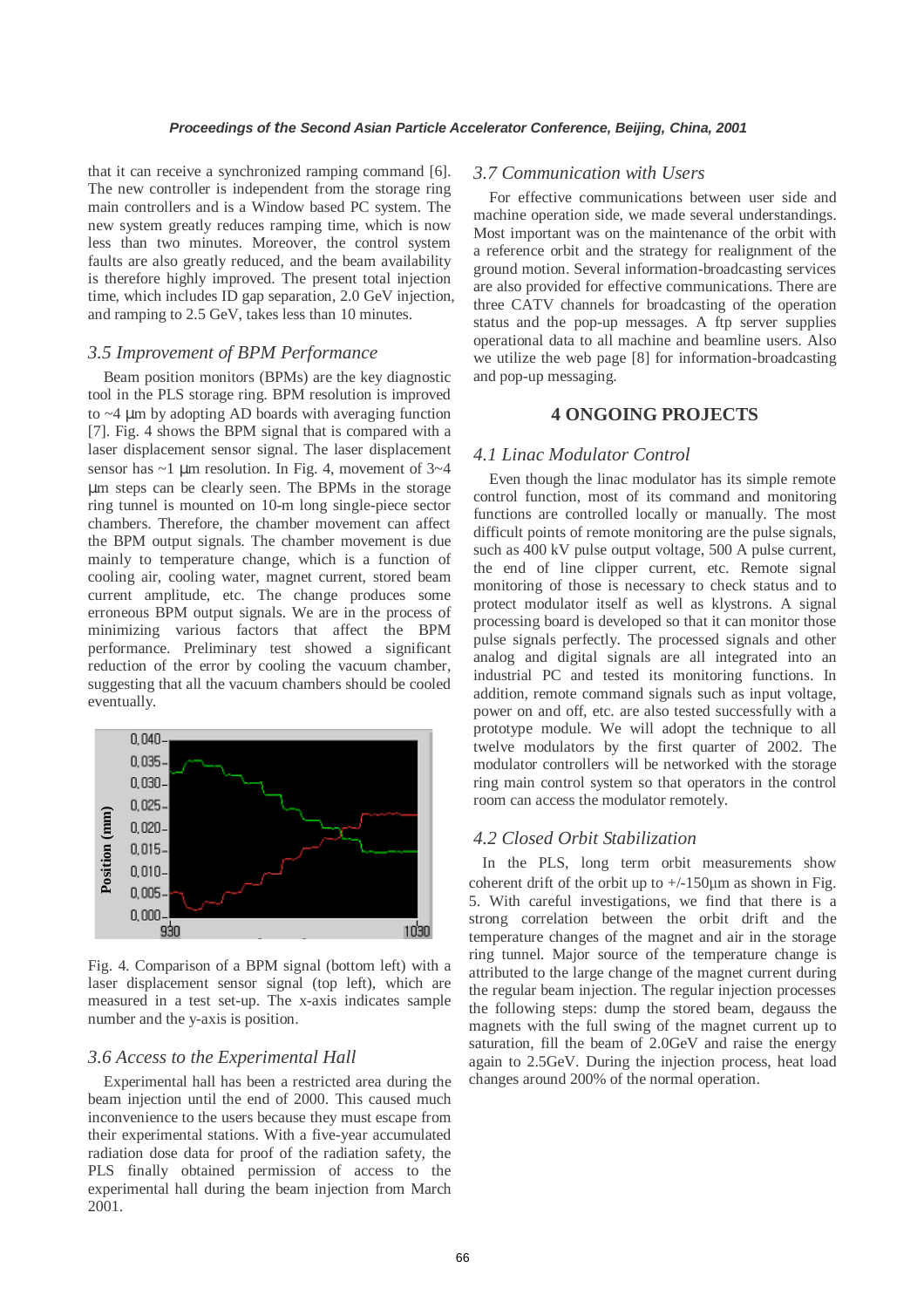that it can receive a synchronized ramping command [6]. The new controller is independent from the storage ring main controllers and is a Window based PC system. The new system greatly reduces ramping time, which is now less than two minutes. Moreover, the control system faults are also greatly reduced, and the beam availability is therefore highly improved. The present total injection time, which includes ID gap separation, 2.0 GeV injection, and ramping to 2.5 GeV, takes less than 10 minutes.

### *3.5 Improvement of BPM Performance*

Beam position monitors (BPMs) are the key diagnostic tool in the PLS storage ring. BPM resolution is improved to ~4 µm by adopting AD boards with averaging function [7]. Fig. 4 shows the BPM signal that is compared with a laser displacement sensor signal. The laser displacement sensor has ~1 µm resolution. In Fig. 4, movement of 3~4 µm steps can be clearly seen. The BPMs in the storage ring tunnel is mounted on 10-m long single-piece sector chambers. Therefore, the chamber movement can affect the BPM output signals. The chamber movement is due mainly to temperature change, which is a function of cooling air, cooling water, magnet current, stored beam current amplitude, etc. The change produces some erroneous BPM output signals. We are in the process of minimizing various factors that affect the BPM performance. Preliminary test showed a significant reduction of the error by cooling the vacuum chamber, suggesting that all the vacuum chambers should be cooled eventually.

Fig. 4. Comparison of a BPM signal (bottom left) with a laser displacement sensor signal (top left), which are measured in a test set-up. The x-axis indicates sample number and the y-axis is position.

### *3.6 Access to the Experimental Hall*

Experimental hall has been a restricted area during the beam injection until the end of 2000. This caused much inconvenience to the users because they must escape from their experimental stations. With a five-year accumulated radiation dose data for proof of the radiation safety, the PLS finally obtained permission of access to the experimental hall during the beam injection from March 2001.

### *3.7 Communication with Users*

For effective communications between user side and machine operation side, we made several understandings. Most important was on the maintenance of the orbit with a reference orbit and the strategy for realignment of the ground motion. Several information-broadcasting services are also provided for effective communications. There are three CATV channels for broadcasting of the operation status and the pop-up messages. A ftp server supplies operational data to all machine and beamline users. Also we utilize the web page [8] for information-broadcasting and pop-up messaging.

## 4 ONGOING PROJECTS

### *4.1 Linac Modulator Control*

Even though the linac modulator has its simple remote control function, most of its command and monitoring functions are controlled locally or manually. The most difficult points of remote monitoring are the pulse signals, such as 400 kV pulse output voltage, 500 A pulse current, the end of line clipper current, etc. Remote signal monitoring of those is necessary to check status and to protect modulator itself as well as klystrons. A signal processing board is developed so that it can monitor those pulse signals perfectly. The processed signals and other analog and digital signals are all integrated into an industrial PC and tested its monitoring functions. In addition, remote command signals such as input voltage, power on and off, etc. are also tested successfully with a prototype module. We will adopt the technique to all twelve modulators by the first quarter of 2002. The modulator controllers will be networked with the storage ring main control system so that operators in the control room can access the modulator remotely.

### *4.2 Closed Orbit Stabilization*

In the PLS, long term orbit measurements show coherent drift of the orbit up to +/-150µm as shown in Fig. 5. With careful investigations, we find that there is a strong correlation between the orbit drift and the temperature changes of the magnet and air in the storage ring tunnel. Major source of the temperature change is attributed to the large change of the magnet current during the regular beam injection. The regular injection processes the following steps: dump the stored beam, degauss the magnets with the full swing of the magnet current up to saturation, fill the beam of 2.0GeV and raise the energy again to 2.5GeV. During the injection process, heat load changes around 200% of the normal operation.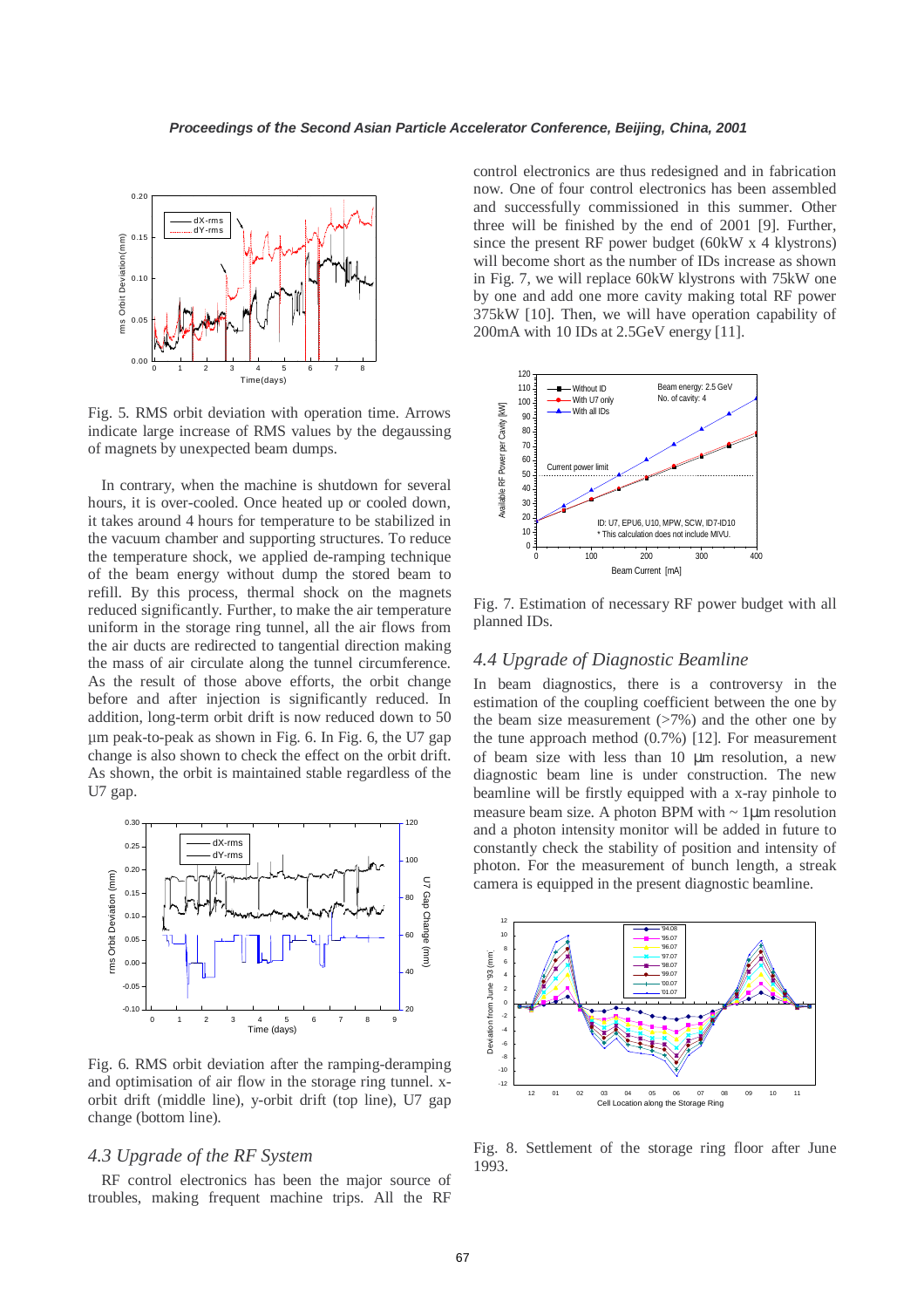Fig. 5. RMS orbit deviation with operation time. Arrows indicate large increase of RMS values by the degaussing of magnets by unexpected beam dumps.

In contrary, when the machine is shutdown for several hours, it is over-cooled. Once heated up or cooled down, it takes around 4 hours for temperature to be stabilized in the vacuum chamber and supporting structures. To reduce the temperature shock, we applied de-ramping technique of the beam energy without dump the stored beam to refill. By this process, thermal shock on the magnets reduced significantly. Further, to make the air temperature uniform in the storage ring tunnel, all the air flows from the air ducts are redirected to tangential direction making the mass of air circulate along the tunnel circumference. As the result of those above efforts, the orbit change before and after injection is significantly reduced. In addition, long-term orbit drift is now reduced down to 50 µm peak-to-peak as shown in Fig. 6. In Fig. 6, the U7 gap change is also shown to check the effect on the orbit drift. As shown, the orbit is maintained stable regardless of the U7 gap.

Fig. 6. RMS orbit deviation after the ramping-deramping and optimisation of air flow in the storage ring tunnel. x-orbit drift (middle line), y-orbit drift (top line), U7 gap change (bottom line).

### 4.3 Upgrade of the RF System

RF control electronics has been the major source of troubles, making frequent machine trips. All the RF control electronics are thus redesigned and in fabrication now. One of four control electronics has been assembled and successfully commissioned in this summer. Other three will be finished by the end of 2001 [9]. Further, since the present RF power budget (60kW x 4 klystrons) will become short as the number of IDs increase as shown in Fig. 7, we will replace 60kW klystrons with 75kW one by one and add one more cavity making total RF power 375kW [10]. Then, we will have operation capability of 200mA with 10 IDs at 2.5GeV energy [11].

Fig. 7. Estimation of necessary RF power budget with all planned IDs.

### 4.4 Upgrade of Diagnostic Beamline

In beam diagnostics, there is a controversy in the estimation of the coupling coefficient between the one by the beam size measurement (>7%) and the other one by the tune approach method (0.7%) [12]. For measurement of beam size with less than 10 µm resolution, a new diagnostic beam line is under construction. The new beamline will be firstly equipped with a x-ray pinhole to measure beam size. A photon BPM with ~ 1µm resolution and a photon intensity monitor will be added in future to constantly check the stability of position and intensity of photon. For the measurement of bunch length, a streak camera is equipped in the present diagnostic beamline.

Fig. 8. Settlement of the storage ring floor after June 1993.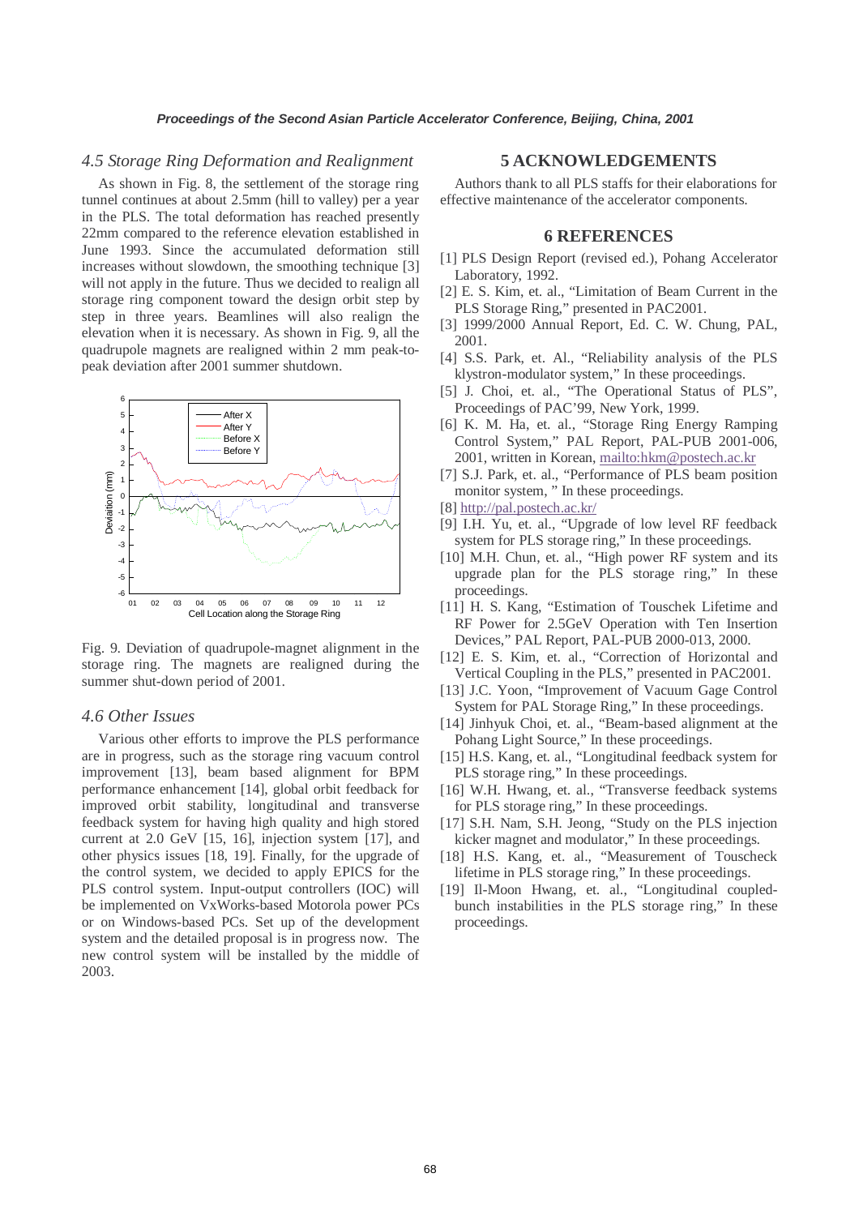### 4.5 Storage Ring Deformation and Realignment

As shown in Fig. 8, the settlement of the storage ring tunnel continues at about 2.5mm (hill to valley) per a year in the PLS. The total deformation has reached presently 22mm compared to the reference elevation established in June 1993. Since the accumulated deformation still increases without slowdown, the smoothing technique [3] will not apply in the future. Thus we decided to realign all storage ring component toward the design orbit step by step in three years. Beamlines will also realign the elevation when it is necessary. As shown in Fig. 9, all the quadrupole magnets are realigned within 2 mm peak-to-peak deviation after 2001 summer shutdown.

Deviation (mm)

6
5
4
3
2
1
0
-1
-2
-3
-4
-5
-6

After X
After Y
Before X
Before Y

01 02 03 04 05 06 07 08 09 10 11 12

Cell Location along the Storage Ring

Fig. 9. Deviation of quadrupole-magnet alignment in the storage ring. The magnets are realigned during the summer shut-down period of 2001.

### 4.6 Other Issues

Various other efforts to improve the PLS performance are in progress, such as the storage ring vacuum control improvement [13], beam based alignment for BPM performance enhancement [14], global orbit feedback for improved orbit stability, longitudinal and transverse feedback system for having high quality and high stored current at 2.0 GeV [15, 16], injection system [17], and other physics issues [18, 19]. Finally, for the upgrade of the control system, we decided to apply EPICS for the PLS control system. Input-output controllers (IOC) will be implemented on VxWorks-based Motorola power PCs or on Windows-based PCs. Set up of the development system and the detailed proposal is in progress now. The new control system will be installed by the middle of 2003.

## 5 ACKNOWLEDGEMENTS

Authors thank to all PLS staffs for their elaborations for effective maintenance of the accelerator components.

## 6 REFERENCES

[1] PLS Design Report (revised ed.), Pohang Accelerator Laboratory, 1992.

[2] E. S. Kim, et. al., "Limitation of Beam Current in the PLS Storage Ring," presented in PAC2001.

[3] 1999/2000 Annual Report, Ed. C. W. Chung, PAL, 2001.

[4] S.S. Park, et. Al., "Reliability analysis of the PLS klystron-modulator system," In these proceedings.

[5] J. Choi, et. al., "The Operational Status of PLS", Proceedings of PAC'99, New York, 1999.

[6] K. M. Ha, et. al., "Storage Ring Energy Ramping Control System," PAL Report, PAL-PUB 2001-006, 2001, written in Korean, mailto:hkm@postech.ac.kr

[7] S.J. Park, et. al., "Performance of PLS beam position monitor system, " In these proceedings.

[8] http://pal.postech.ac.kr/

[9] I.H. Yu, et. al., "Upgrade of low level RF feedback system for PLS storage ring," In these proceedings.

[10] M.H. Chun, et. al., "High power RF system and its upgrade plan for the PLS storage ring," In these proceedings.

[11] H. S. Kang, "Estimation of Touschek Lifetime and RF Power for 2.5GeV Operation with Ten Insertion Devices," PAL Report, PAL-PUB 2000-013, 2000.

[12] E. S. Kim, et. al., "Correction of Horizontal and Vertical Coupling in the PLS," presented in PAC2001.

[13] J.C. Yoon, "Improvement of Vacuum Gage Control System for PAL Storage Ring," In these proceedings.

[14] Jinhyuk Choi, et. al., "Beam-based alignment at the Pohang Light Source," In these proceedings.

[15] H.S. Kang, et. al., "Longitudinal feedback system for PLS storage ring," In these proceedings.

[16] W.H. Hwang, et. al., "Transverse feedback systems for PLS storage ring," In these proceedings.

[17] S.H. Nam, S.H. Jeong, "Study on the PLS injection kicker magnet and modulator," In these proceedings.

[18] H.S. Kang, et. al., "Measurement of Touscheck lifetime in PLS storage ring," In these proceedings.

[19] Il-Moon Hwang, et. al., "Longitudinal coupled-bunch instabilities in the PLS storage ring," In these proceedings.